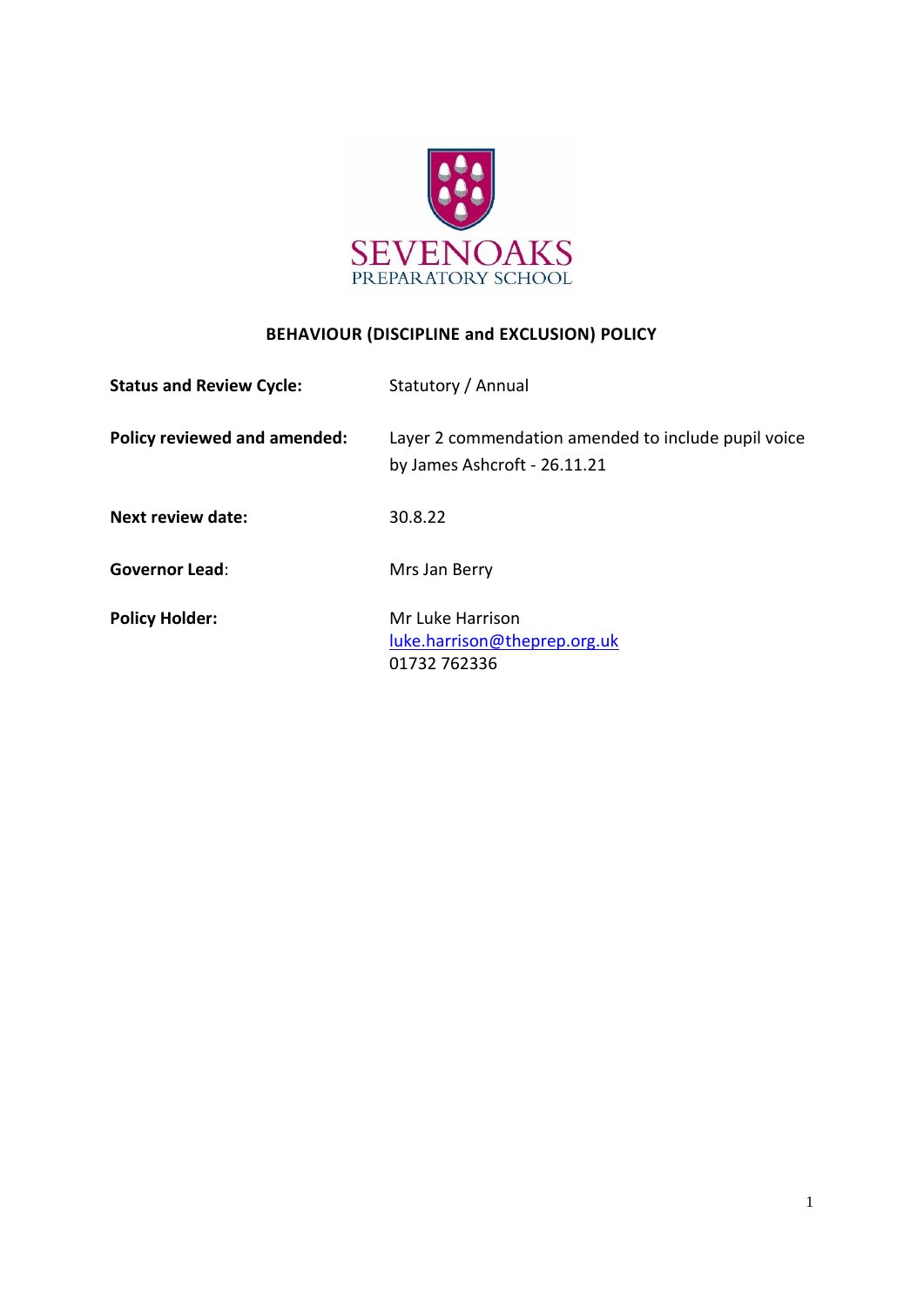SEVENOAKS
PREPARATORY SCHOOL

# BEHAVIOUR (DISCIPLINE and EXCLUSION) POLICY

**Status and Review Cycle:** Statutory / Annual

**Policy reviewed and amended:** Layer 2 commendation amended to include pupil voice by James Ashcroft - 26.11.21

**Next review date:** 30.8.22

**Governor Lead**: Mrs Jan Berry

**Policy Holder:** Mr Luke Harrison
luke.harrison@theprep.org.uk
01732 762336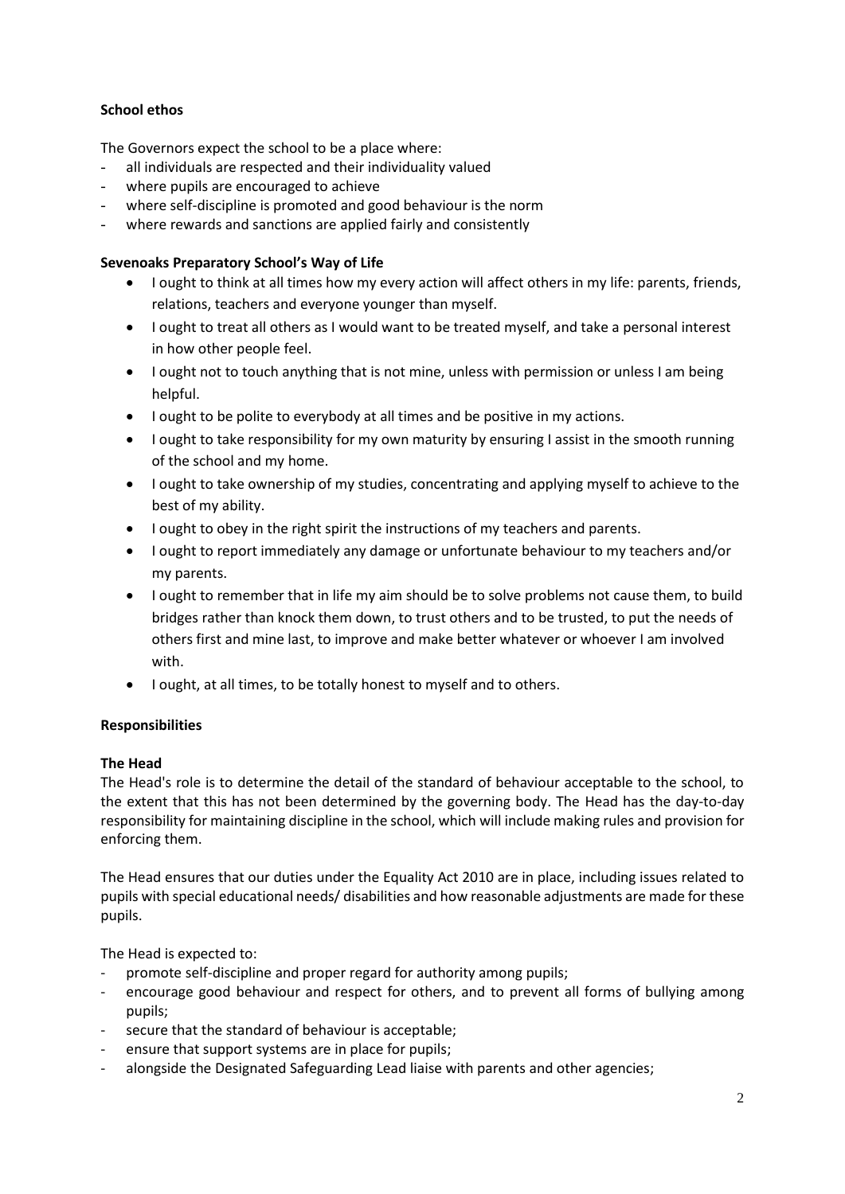### School ethos

The Governors expect the school to be a place where:

- all individuals are respected and their individuality valued
- where pupils are encouraged to achieve
- where self-discipline is promoted and good behaviour is the norm
- where rewards and sanctions are applied fairly and consistently

### Sevenoaks Preparatory School's Way of Life

- I ought to think at all times how my every action will affect others in my life: parents, friends, relations, teachers and everyone younger than myself.
- I ought to treat all others as I would want to be treated myself, and take a personal interest in how other people feel.
- I ought not to touch anything that is not mine, unless with permission or unless I am being helpful.
- I ought to be polite to everybody at all times and be positive in my actions.
- I ought to take responsibility for my own maturity by ensuring I assist in the smooth running of the school and my home.
- I ought to take ownership of my studies, concentrating and applying myself to achieve to the best of my ability.
- I ought to obey in the right spirit the instructions of my teachers and parents.
- I ought to report immediately any damage or unfortunate behaviour to my teachers and/or my parents.
- I ought to remember that in life my aim should be to solve problems not cause them, to build bridges rather than knock them down, to trust others and to be trusted, to put the needs of others first and mine last, to improve and make better whatever or whoever I am involved with.
- I ought, at all times, to be totally honest to myself and to others.

### Responsibilities

#### The Head

The Head's role is to determine the detail of the standard of behaviour acceptable to the school, to the extent that this has not been determined by the governing body. The Head has the day-to-day responsibility for maintaining discipline in the school, which will include making rules and provision for enforcing them.

The Head ensures that our duties under the Equality Act 2010 are in place, including issues related to pupils with special educational needs/ disabilities and how reasonable adjustments are made for these pupils.

The Head is expected to:

- promote self-discipline and proper regard for authority among pupils;
- encourage good behaviour and respect for others, and to prevent all forms of bullying among pupils;
- secure that the standard of behaviour is acceptable;
- ensure that support systems are in place for pupils;
- alongside the Designated Safeguarding Lead liaise with parents and other agencies;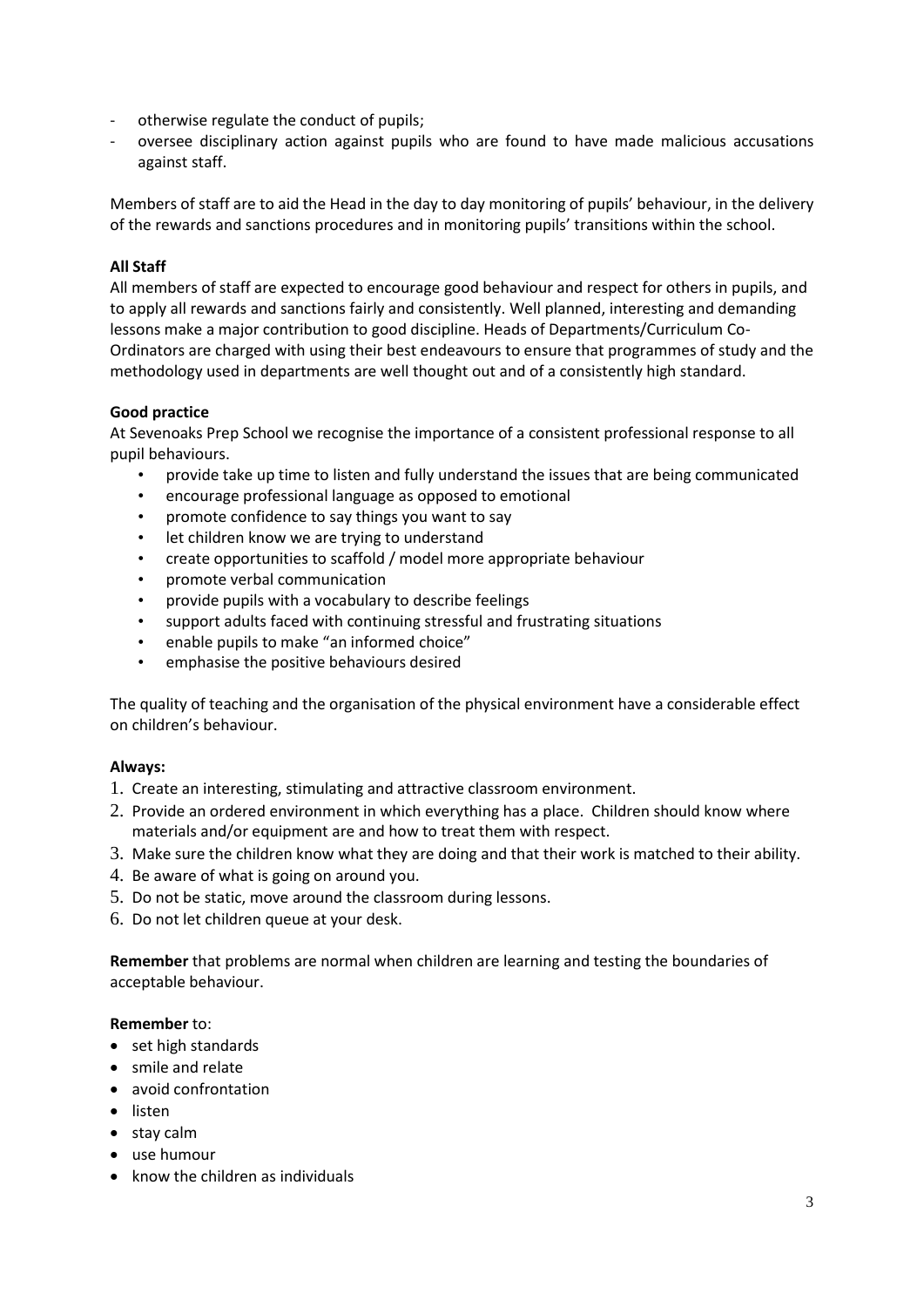- otherwise regulate the conduct of pupils;
- oversee disciplinary action against pupils who are found to have made malicious accusations against staff.

Members of staff are to aid the Head in the day to day monitoring of pupils' behaviour, in the delivery of the rewards and sanctions procedures and in monitoring pupils' transitions within the school.

**All Staff**

All members of staff are expected to encourage good behaviour and respect for others in pupils, and to apply all rewards and sanctions fairly and consistently. Well planned, interesting and demanding lessons make a major contribution to good discipline. Heads of Departments/Curriculum Co-Ordinators are charged with using their best endeavours to ensure that programmes of study and the methodology used in departments are well thought out and of a consistently high standard.

**Good practice**

At Sevenoaks Prep School we recognise the importance of a consistent professional response to all pupil behaviours.

- provide take up time to listen and fully understand the issues that are being communicated
- encourage professional language as opposed to emotional
- promote confidence to say things you want to say
- let children know we are trying to understand
- create opportunities to scaffold / model more appropriate behaviour
- promote verbal communication
- provide pupils with a vocabulary to describe feelings
- support adults faced with continuing stressful and frustrating situations
- enable pupils to make "an informed choice"
- emphasise the positive behaviours desired

The quality of teaching and the organisation of the physical environment have a considerable effect on children's behaviour.

**Always:**

1. Create an interesting, stimulating and attractive classroom environment.
2. Provide an ordered environment in which everything has a place. Children should know where materials and/or equipment are and how to treat them with respect.
3. Make sure the children know what they are doing and that their work is matched to their ability.
4. Be aware of what is going on around you.
5. Do not be static, move around the classroom during lessons.
6. Do not let children queue at your desk.

**Remember** that problems are normal when children are learning and testing the boundaries of acceptable behaviour.

**Remember** to:

- set high standards
- smile and relate
- avoid confrontation
- listen
- stay calm
- use humour
- know the children as individuals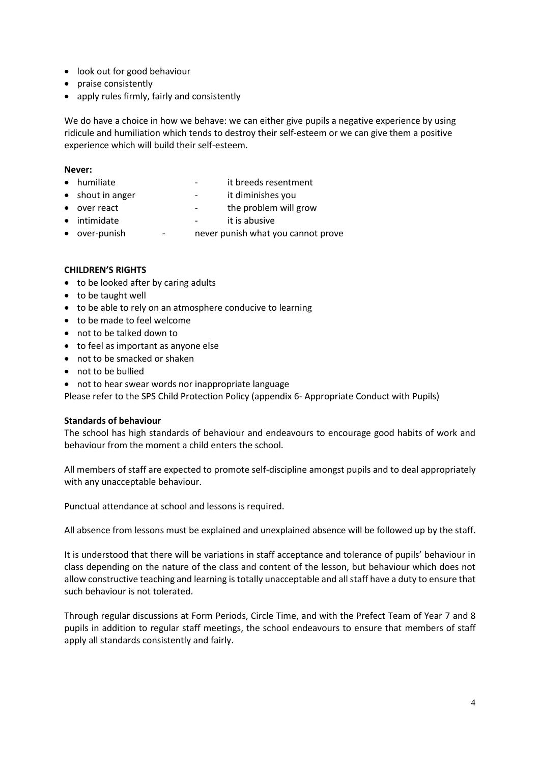- look out for good behaviour
- praise consistently
- apply rules firmly, fairly and consistently

We do have a choice in how we behave: we can either give pupils a negative experience by using ridicule and humiliation which tends to destroy their self-esteem or we can give them a positive experience which will build their self-esteem.

**Never:**

- humiliate - it breeds resentment
- shout in anger - it diminishes you
- over react - the problem will grow
- intimidate - it is abusive
- over-punish - never punish what you cannot prove

**CHILDREN'S RIGHTS**

- to be looked after by caring adults
- to be taught well
- to be able to rely on an atmosphere conducive to learning
- to be made to feel welcome
- not to be talked down to
- to feel as important as anyone else
- not to be smacked or shaken
- not to be bullied
- not to hear swear words nor inappropriate language

Please refer to the SPS Child Protection Policy (appendix 6- Appropriate Conduct with Pupils)

**Standards of behaviour**

The school has high standards of behaviour and endeavours to encourage good habits of work and behaviour from the moment a child enters the school.

All members of staff are expected to promote self-discipline amongst pupils and to deal appropriately with any unacceptable behaviour.

Punctual attendance at school and lessons is required.

All absence from lessons must be explained and unexplained absence will be followed up by the staff.

It is understood that there will be variations in staff acceptance and tolerance of pupils' behaviour in class depending on the nature of the class and content of the lesson, but behaviour which does not allow constructive teaching and learning is totally unacceptable and all staff have a duty to ensure that such behaviour is not tolerated.

Through regular discussions at Form Periods, Circle Time, and with the Prefect Team of Year 7 and 8 pupils in addition to regular staff meetings, the school endeavours to ensure that members of staff apply all standards consistently and fairly.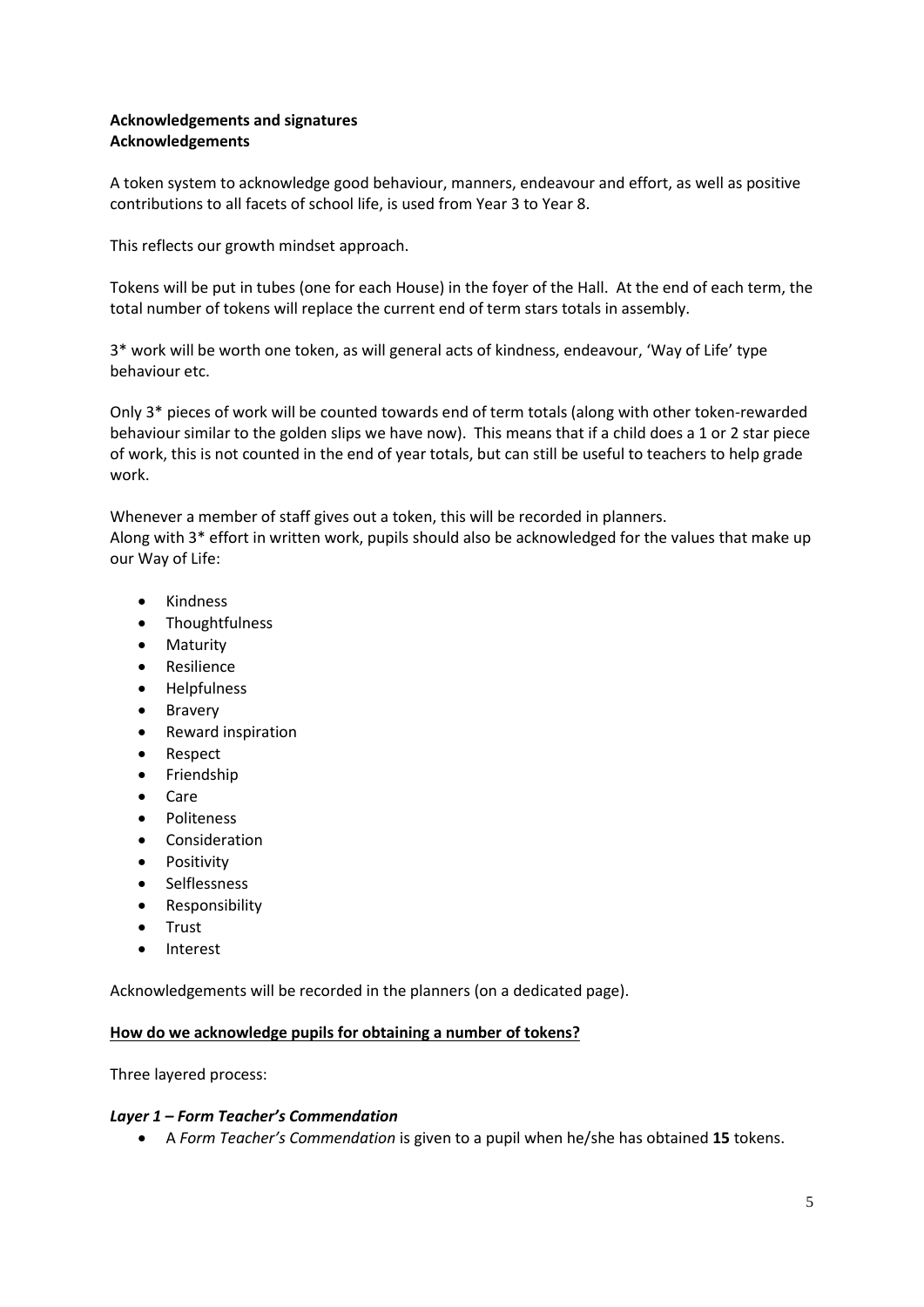**Acknowledgements and signatures**
**Acknowledgements**

A token system to acknowledge good behaviour, manners, endeavour and effort, as well as positive contributions to all facets of school life, is used from Year 3 to Year 8.

This reflects our growth mindset approach.

Tokens will be put in tubes (one for each House) in the foyer of the Hall. At the end of each term, the total number of tokens will replace the current end of term stars totals in assembly.

3* work will be worth one token, as will general acts of kindness, endeavour, 'Way of Life' type behaviour etc.

Only 3* pieces of work will be counted towards end of term totals (along with other token-rewarded behaviour similar to the golden slips we have now). This means that if a child does a 1 or 2 star piece of work, this is not counted in the end of year totals, but can still be useful to teachers to help grade work.

Whenever a member of staff gives out a token, this will be recorded in planners.
Along with 3* effort in written work, pupils should also be acknowledged for the values that make up our Way of Life:

- Kindness
- Thoughtfulness
- Maturity
- Resilience
- Helpfulness
- Bravery
- Reward inspiration
- Respect
- Friendship
- Care
- Politeness
- Consideration
- Positivity
- Selflessness
- Responsibility
- Trust
- Interest

Acknowledgements will be recorded in the planners (on a dedicated page).

**How do we acknowledge pupils for obtaining a number of tokens?**

Three layered process:

***Layer 1 – Form Teacher's Commendation***

- A *Form Teacher's Commendation* is given to a pupil when he/she has obtained **15** tokens.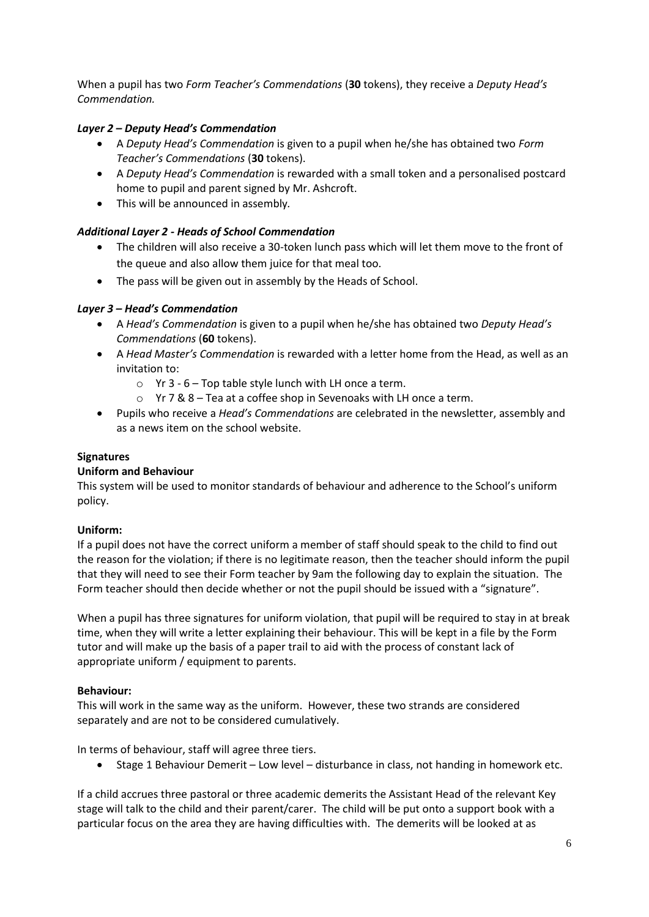When a pupil has two *Form Teacher's Commendations* (**30** tokens), they receive a *Deputy Head's Commendation.*

### *Layer 2 – Deputy Head's Commendation*

- A *Deputy Head's Commendation* is given to a pupil when he/she has obtained two *Form Teacher's Commendations* (**30** tokens).
- A *Deputy Head's Commendation* is rewarded with a small token and a personalised postcard home to pupil and parent signed by Mr. Ashcroft.
- This will be announced in assembly.

### *Additional Layer 2 - Heads of School Commendation*

- The children will also receive a 30-token lunch pass which will let them move to the front of the queue and also allow them juice for that meal too.
- The pass will be given out in assembly by the Heads of School.

### *Layer 3 – Head's Commendation*

- A *Head's Commendation* is given to a pupil when he/she has obtained two *Deputy Head's Commendations* (**60** tokens).
- A *Head Master's Commendation* is rewarded with a letter home from the Head, as well as an invitation to:
  - Yr 3 - 6 – Top table style lunch with LH once a term.
  - Yr 7 & 8 – Tea at a coffee shop in Sevenoaks with LH once a term.
- Pupils who receive a *Head's Commendations* are celebrated in the newsletter, assembly and as a news item on the school website.

**Signatures**

**Uniform and Behaviour**

This system will be used to monitor standards of behaviour and adherence to the School's uniform policy.

**Uniform:**

If a pupil does not have the correct uniform a member of staff should speak to the child to find out the reason for the violation; if there is no legitimate reason, then the teacher should inform the pupil that they will need to see their Form teacher by 9am the following day to explain the situation. The Form teacher should then decide whether or not the pupil should be issued with a "signature".

When a pupil has three signatures for uniform violation, that pupil will be required to stay in at break time, when they will write a letter explaining their behaviour. This will be kept in a file by the Form tutor and will make up the basis of a paper trail to aid with the process of constant lack of appropriate uniform / equipment to parents.

**Behaviour:**

This will work in the same way as the uniform. However, these two strands are considered separately and are not to be considered cumulatively.

In terms of behaviour, staff will agree three tiers.

- Stage 1 Behaviour Demerit – Low level – disturbance in class, not handing in homework etc.

If a child accrues three pastoral or three academic demerits the Assistant Head of the relevant Key stage will talk to the child and their parent/carer. The child will be put onto a support book with a particular focus on the area they are having difficulties with. The demerits will be looked at as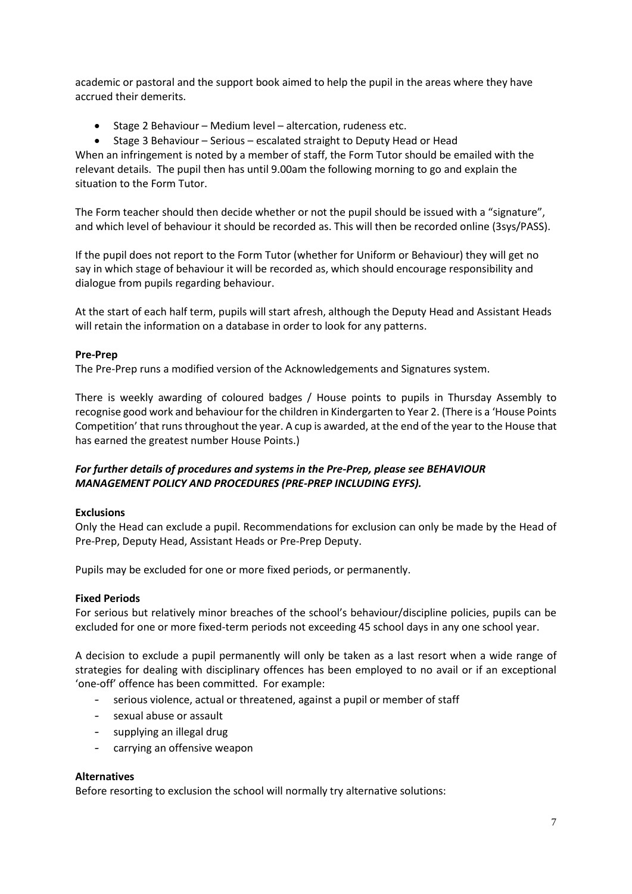academic or pastoral and the support book aimed to help the pupil in the areas where they have accrued their demerits.

- Stage 2 Behaviour – Medium level – altercation, rudeness etc.
- Stage 3 Behaviour – Serious – escalated straight to Deputy Head or Head

When an infringement is noted by a member of staff, the Form Tutor should be emailed with the relevant details. The pupil then has until 9.00am the following morning to go and explain the situation to the Form Tutor.

The Form teacher should then decide whether or not the pupil should be issued with a "signature", and which level of behaviour it should be recorded as. This will then be recorded online (3sys/PASS).

If the pupil does not report to the Form Tutor (whether for Uniform or Behaviour) they will get no say in which stage of behaviour it will be recorded as, which should encourage responsibility and dialogue from pupils regarding behaviour.

At the start of each half term, pupils will start afresh, although the Deputy Head and Assistant Heads will retain the information on a database in order to look for any patterns.

**Pre-Prep**

The Pre-Prep runs a modified version of the Acknowledgements and Signatures system.

There is weekly awarding of coloured badges / House points to pupils in Thursday Assembly to recognise good work and behaviour for the children in Kindergarten to Year 2. (There is a 'House Points Competition' that runs throughout the year. A cup is awarded, at the end of the year to the House that has earned the greatest number House Points.)

***For further details of procedures and systems in the Pre-Prep, please see BEHAVIOUR MANAGEMENT POLICY AND PROCEDURES (PRE-PREP INCLUDING EYFS).***

**Exclusions**

Only the Head can exclude a pupil. Recommendations for exclusion can only be made by the Head of Pre-Prep, Deputy Head, Assistant Heads or Pre-Prep Deputy.

Pupils may be excluded for one or more fixed periods, or permanently.

**Fixed Periods**

For serious but relatively minor breaches of the school's behaviour/discipline policies, pupils can be excluded for one or more fixed-term periods not exceeding 45 school days in any one school year.

A decision to exclude a pupil permanently will only be taken as a last resort when a wide range of strategies for dealing with disciplinary offences has been employed to no avail or if an exceptional 'one-off' offence has been committed. For example:

- serious violence, actual or threatened, against a pupil or member of staff
- sexual abuse or assault
- supplying an illegal drug
- carrying an offensive weapon

**Alternatives**

Before resorting to exclusion the school will normally try alternative solutions: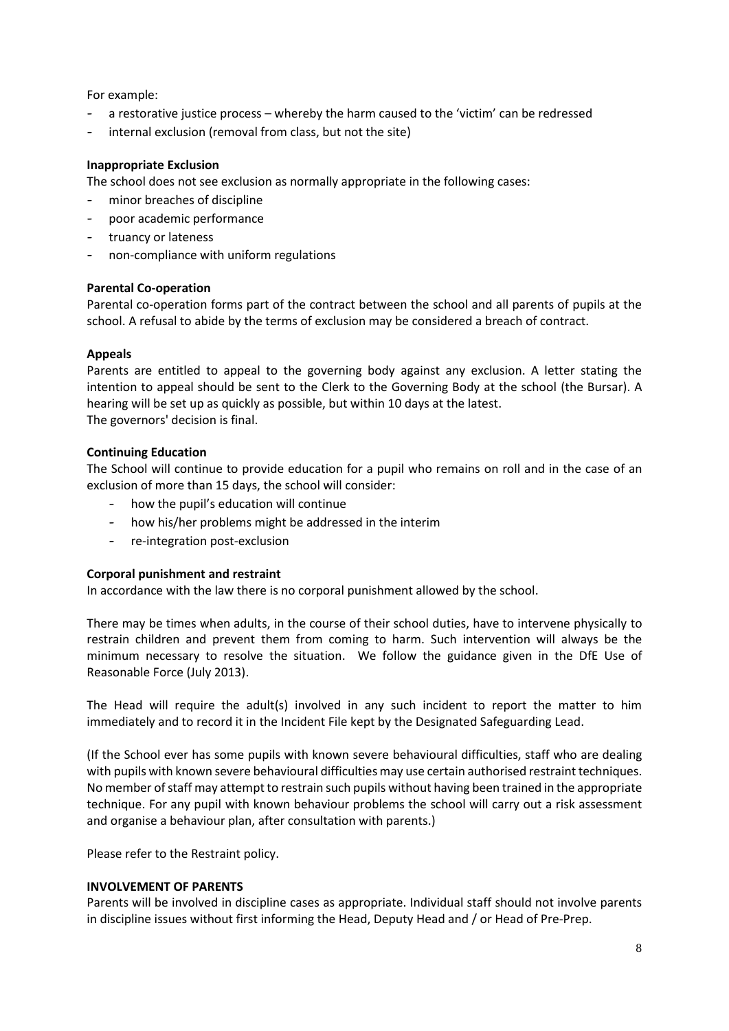For example:

- a restorative justice process – whereby the harm caused to the 'victim' can be redressed
- internal exclusion (removal from class, but not the site)

**Inappropriate Exclusion**

The school does not see exclusion as normally appropriate in the following cases:

- minor breaches of discipline
- poor academic performance
- truancy or lateness
- non-compliance with uniform regulations

**Parental Co-operation**

Parental co-operation forms part of the contract between the school and all parents of pupils at the school. A refusal to abide by the terms of exclusion may be considered a breach of contract.

**Appeals**

Parents are entitled to appeal to the governing body against any exclusion. A letter stating the intention to appeal should be sent to the Clerk to the Governing Body at the school (the Bursar). A hearing will be set up as quickly as possible, but within 10 days at the latest.
The governors' decision is final.

**Continuing Education**

The School will continue to provide education for a pupil who remains on roll and in the case of an exclusion of more than 15 days, the school will consider:

- how the pupil's education will continue
- how his/her problems might be addressed in the interim
- re-integration post-exclusion

**Corporal punishment and restraint**

In accordance with the law there is no corporal punishment allowed by the school.

There may be times when adults, in the course of their school duties, have to intervene physically to restrain children and prevent them from coming to harm. Such intervention will always be the minimum necessary to resolve the situation. We follow the guidance given in the DfE Use of Reasonable Force (July 2013).

The Head will require the adult(s) involved in any such incident to report the matter to him immediately and to record it in the Incident File kept by the Designated Safeguarding Lead.

(If the School ever has some pupils with known severe behavioural difficulties, staff who are dealing with pupils with known severe behavioural difficulties may use certain authorised restraint techniques. No member of staff may attempt to restrain such pupils without having been trained in the appropriate technique. For any pupil with known behaviour problems the school will carry out a risk assessment and organise a behaviour plan, after consultation with parents.)

Please refer to the Restraint policy.

**INVOLVEMENT OF PARENTS**

Parents will be involved in discipline cases as appropriate. Individual staff should not involve parents in discipline issues without first informing the Head, Deputy Head and / or Head of Pre-Prep.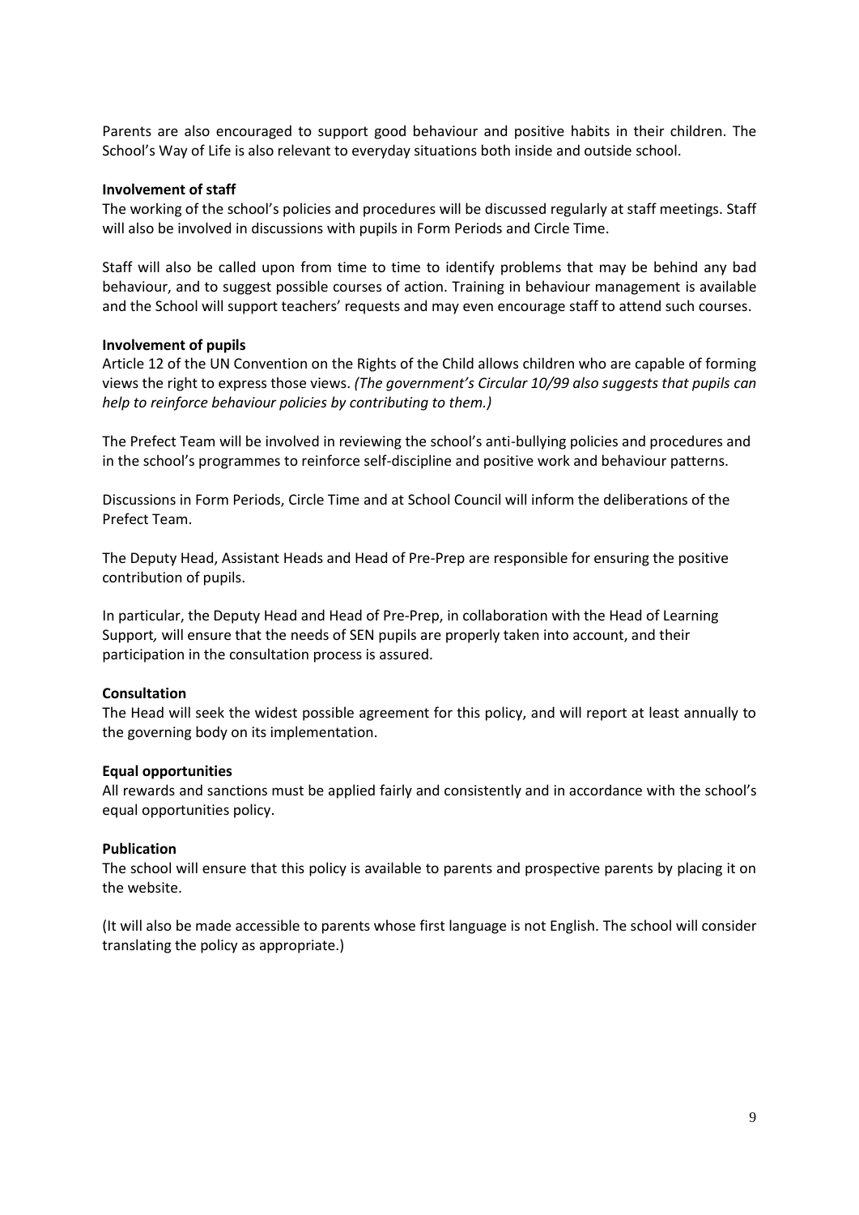Parents are also encouraged to support good behaviour and positive habits in their children. The School's Way of Life is also relevant to everyday situations both inside and outside school.

**Involvement of staff**

The working of the school's policies and procedures will be discussed regularly at staff meetings. Staff will also be involved in discussions with pupils in Form Periods and Circle Time.

Staff will also be called upon from time to time to identify problems that may be behind any bad behaviour, and to suggest possible courses of action. Training in behaviour management is available and the School will support teachers' requests and may even encourage staff to attend such courses.

**Involvement of pupils**

Article 12 of the UN Convention on the Rights of the Child allows children who are capable of forming views the right to express those views. *(The government's Circular 10/99 also suggests that pupils can help to reinforce behaviour policies by contributing to them.)*

The Prefect Team will be involved in reviewing the school's anti-bullying policies and procedures and in the school's programmes to reinforce self-discipline and positive work and behaviour patterns.

Discussions in Form Periods, Circle Time and at School Council will inform the deliberations of the Prefect Team.

The Deputy Head, Assistant Heads and Head of Pre-Prep are responsible for ensuring the positive contribution of pupils.

In particular, the Deputy Head and Head of Pre-Prep, in collaboration with the Head of Learning Support*,* will ensure that the needs of SEN pupils are properly taken into account, and their participation in the consultation process is assured.

**Consultation**

The Head will seek the widest possible agreement for this policy, and will report at least annually to the governing body on its implementation.

**Equal opportunities**

All rewards and sanctions must be applied fairly and consistently and in accordance with the school's equal opportunities policy.

**Publication**

The school will ensure that this policy is available to parents and prospective parents by placing it on the website.

(It will also be made accessible to parents whose first language is not English. The school will consider translating the policy as appropriate.)